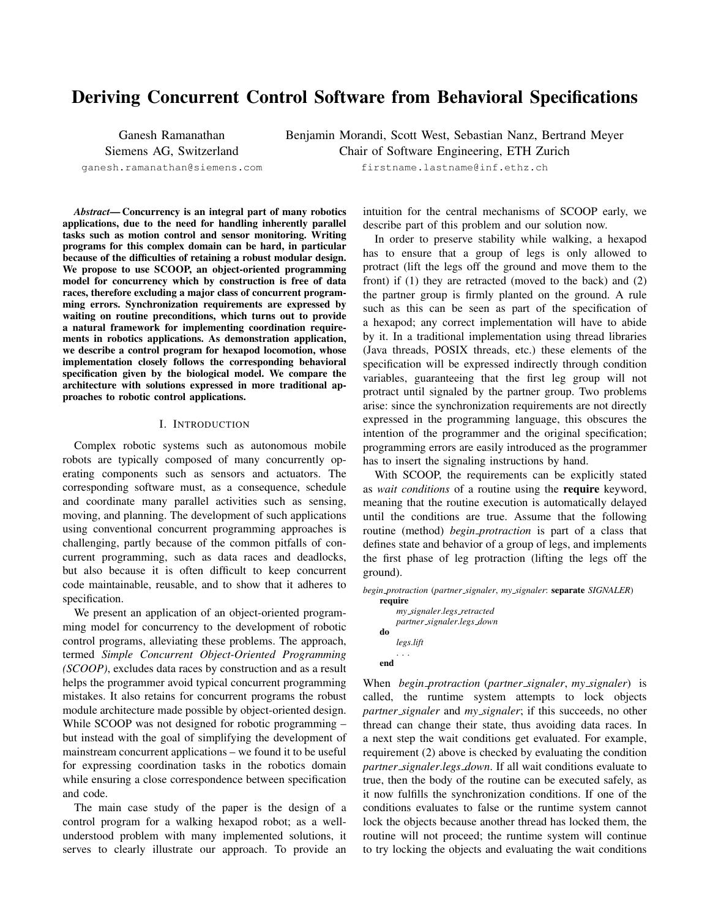# Deriving Concurrent Control Software from Behavioral Specifications

Ganesh Ramanathan
Siemens AG, Switzerland
ganesh.ramanathan@siemens.com

Benjamin Morandi, Scott West, Sebastian Nanz, Bertrand Meyer
Chair of Software Engineering, ETH Zurich
firstname.lastname@inf.ethz.ch

***Abstract*— Concurrency is an integral part of many robotics applications, due to the need for handling inherently parallel tasks such as motion control and sensor monitoring. Writing programs for this complex domain can be hard, in particular because of the difficulties of retaining a robust modular design. We propose to use SCOOP, an object-oriented programming model for concurrency which by construction is free of data races, therefore excluding a major class of concurrent programming errors. Synchronization requirements are expressed by waiting on routine preconditions, which turns out to provide a natural framework for implementing coordination requirements in robotics applications. As demonstration application, we describe a control program for hexapod locomotion, whose implementation closely follows the corresponding behavioral specification given by the biological model. We compare the architecture with solutions expressed in more traditional approaches to robotic control applications.**

## I. Introduction

Complex robotic systems such as autonomous mobile robots are typically composed of many concurrently operating components such as sensors and actuators. The corresponding software must, as a consequence, schedule and coordinate many parallel activities such as sensing, moving, and planning. The development of such applications using conventional concurrent programming approaches is challenging, partly because of the common pitfalls of concurrent programming, such as data races and deadlocks, but also because it is often difficult to keep concurrent code maintainable, reusable, and to show that it adheres to specification.

We present an application of an object-oriented programming model for concurrency to the development of robotic control programs, alleviating these problems. The approach, termed *Simple Concurrent Object-Oriented Programming (SCOOP)*, excludes data races by construction and as a result helps the programmer avoid typical concurrent programming mistakes. It also retains for concurrent programs the robust module architecture made possible by object-oriented design. While SCOOP was not designed for robotic programming – but instead with the goal of simplifying the development of mainstream concurrent applications – we found it to be useful for expressing coordination tasks in the robotics domain while ensuring a close correspondence between specification and code.

The main case study of the paper is the design of a control program for a walking hexapod robot; as a well-understood problem with many implemented solutions, it serves to clearly illustrate our approach. To provide an intuition for the central mechanisms of SCOOP early, we describe part of this problem and our solution now.

In order to preserve stability while walking, a hexapod has to ensure that a group of legs is only allowed to protract (lift the legs off the ground and move them to the front) if (1) they are retracted (moved to the back) and (2) the partner group is firmly planted on the ground. A rule such as this can be seen as part of the specification of a hexapod; any correct implementation will have to abide by it. In a traditional implementation using thread libraries (Java threads, POSIX threads, etc.) these elements of the specification will be expressed indirectly through condition variables, guaranteeing that the first leg group will not protract until signaled by the partner group. Two problems arise: since the synchronization requirements are not directly expressed in the programming language, this obscures the intention of the programmer and the original specification; programming errors are easily introduced as the programmer has to insert the signaling instructions by hand.

With SCOOP, the requirements can be explicitly stated as *wait conditions* of a routine using the **require** keyword, meaning that the routine execution is automatically delayed until the conditions are true. Assume that the following routine (method) *begin_protraction* is part of a class that defines state and behavior of a group of legs, and implements the first phase of leg protraction (lifting the legs off the ground).

```
begin_protraction (partner_signaler, my_signaler: separate SIGNALER)
    require
        my_signaler.legs_retracted
        partner_signaler.legs_down
    do
        legs.lift
        ...
    end
```

When *begin_protraction* (*partner_signaler*, *my_signaler*) is called, the runtime system attempts to lock objects *partner_signaler* and *my_signaler*; if this succeeds, no other thread can change their state, thus avoiding data races. In a next step the wait conditions get evaluated. For example, requirement (2) above is checked by evaluating the condition *partner_signaler.legs_down*. If all wait conditions evaluate to true, then the body of the routine can be executed safely, as it now fulfills the synchronization conditions. If one of the conditions evaluates to false or the runtime system cannot lock the objects because another thread has locked them, the routine will not proceed; the runtime system will continue to try locking the objects and evaluating the wait conditions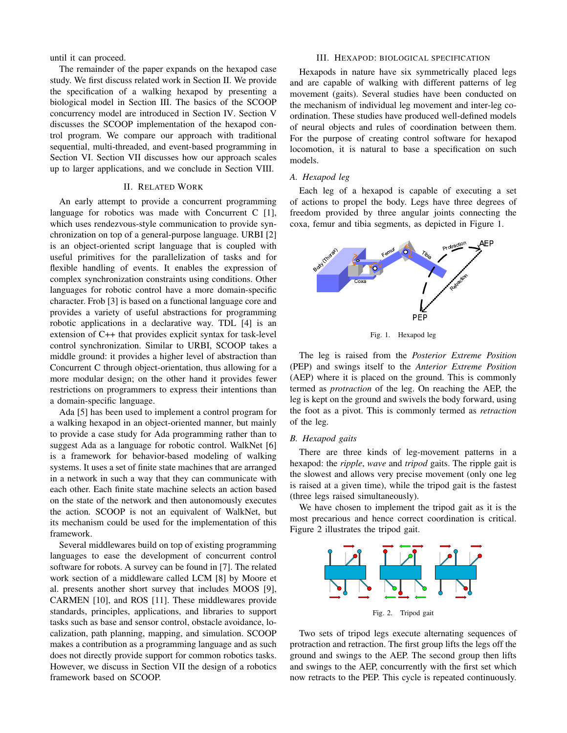until it can proceed.

The remainder of the paper expands on the hexapod case study. We first discuss related work in Section II. We provide the specification of a walking hexapod by presenting a biological model in Section III. The basics of the SCOOP concurrency model are introduced in Section IV. Section V discusses the SCOOP implementation of the hexapod control program. We compare our approach with traditional sequential, multi-threaded, and event-based programming in Section VI. Section VII discusses how our approach scales up to larger applications, and we conclude in Section VIII.

## II. Related Work

An early attempt to provide a concurrent programming language for robotics was made with Concurrent C [1], which uses rendezvous-style communication to provide synchronization on top of a general-purpose language. URBI [2] is an object-oriented script language that is coupled with useful primitives for the parallelization of tasks and for flexible handling of events. It enables the expression of complex synchronization constraints using conditions. Other languages for robotic control have a more domain-specific character. Frob [3] is based on a functional language core and provides a variety of useful abstractions for programming robotic applications in a declarative way. TDL [4] is an extension of C++ that provides explicit syntax for task-level control synchronization. Similar to URBI, SCOOP takes a middle ground: it provides a higher level of abstraction than Concurrent C through object-orientation, thus allowing for a more modular design; on the other hand it provides fewer restrictions on programmers to express their intentions than a domain-specific language.

Ada [5] has been used to implement a control program for a walking hexapod in an object-oriented manner, but mainly to provide a case study for Ada programming rather than to suggest Ada as a language for robotic control. WalkNet [6] is a framework for behavior-based modeling of walking systems. It uses a set of finite state machines that are arranged in a network in such a way that they can communicate with each other. Each finite state machine selects an action based on the state of the network and then autonomously executes the action. SCOOP is not an equivalent of WalkNet, but its mechanism could be used for the implementation of this framework.

Several middlewares build on top of existing programming languages to ease the development of concurrent control software for robots. A survey can be found in [7]. The related work section of a middleware called LCM [8] by Moore et al. presents another short survey that includes MOOS [9], CARMEN [10], and ROS [11]. These middlewares provide standards, principles, applications, and libraries to support tasks such as base and sensor control, obstacle avoidance, localization, path planning, mapping, and simulation. SCOOP makes a contribution as a programming language and as such does not directly provide support for common robotics tasks. However, we discuss in Section VII the design of a robotics framework based on SCOOP.

## III. Hexapod: Biological Specification

Hexapods in nature have six symmetrically placed legs and are capable of walking with different patterns of leg movement (gaits). Several studies have been conducted on the mechanism of individual leg movement and inter-leg coordination. These studies have produced well-defined models of neural objects and rules of coordination between them. For the purpose of creating control software for hexapod locomotion, it is natural to base a specification on such models.

### A. Hexapod leg

Each leg of a hexapod is capable of executing a set of actions to propel the body. Legs have three degrees of freedom provided by three angular joints connecting the coxa, femur and tibia segments, as depicted in Figure 1.

Body (Thorax)
Coxa
Femur
Tibia
Protraction
AEP
Retraction
PEP

Fig. 1. Hexapod leg

The leg is raised from the *Posterior Extreme Position* (PEP) and swings itself to the *Anterior Extreme Position* (AEP) where it is placed on the ground. This is commonly termed as *protraction* of the leg. On reaching the AEP, the leg is kept on the ground and swivels the body forward, using the foot as a pivot. This is commonly termed as *retraction* of the leg.

### B. Hexapod gaits

There are three kinds of leg-movement patterns in a hexapod: the *ripple*, *wave* and *tripod* gaits. The ripple gait is the slowest and allows very precise movement (only one leg is raised at a given time), while the tripod gait is the fastest (three legs raised simultaneously).

We have chosen to implement the tripod gait as it is the most precarious and hence correct coordination is critical. Figure 2 illustrates the tripod gait.

Fig. 2. Tripod gait

Two sets of tripod legs execute alternating sequences of protraction and retraction. The first group lifts the legs off the ground and swings to the AEP. The second group then lifts and swings to the AEP, concurrently with the first set which now retracts to the PEP. This cycle is repeated continuously.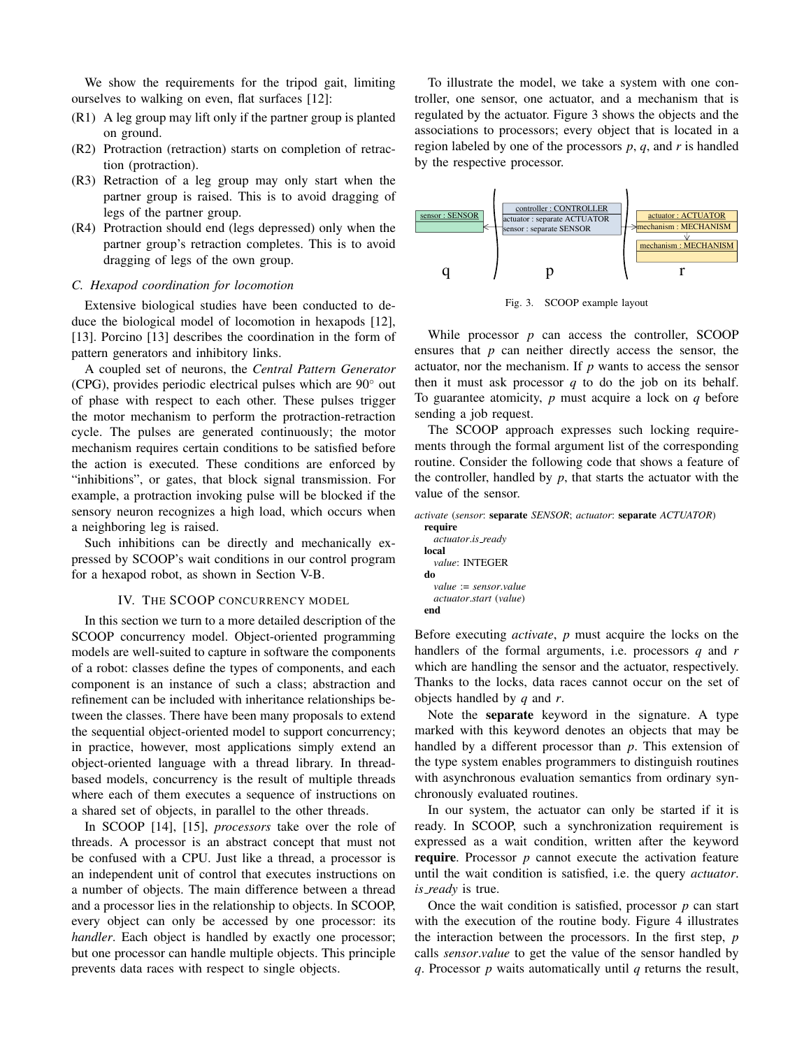We show the requirements for the tripod gait, limiting ourselves to walking on even, flat surfaces [12]:

(R1) A leg group may lift only if the partner group is planted on ground.

(R2) Protraction (retraction) starts on completion of retraction (protraction).

(R3) Retraction of a leg group may only start when the partner group is raised. This is to avoid dragging of legs of the partner group.

(R4) Protraction should end (legs depressed) only when the partner group's retraction completes. This is to avoid dragging of legs of the own group.

### C. Hexapod coordination for locomotion

Extensive biological studies have been conducted to deduce the biological model of locomotion in hexapods [12], [13]. Porcino [13] describes the coordination in the form of pattern generators and inhibitory links.

A coupled set of neurons, the *Central Pattern Generator* (CPG), provides periodic electrical pulses which are 90° out of phase with respect to each other. These pulses trigger the motor mechanism to perform the protraction-retraction cycle. The pulses are generated continuously; the motor mechanism requires certain conditions to be satisfied before the action is executed. These conditions are enforced by "inhibitions", or gates, that block signal transmission. For example, a protraction invoking pulse will be blocked if the sensory neuron recognizes a high load, which occurs when a neighboring leg is raised.

Such inhibitions can be directly and mechanically expressed by SCOOP's wait conditions in our control program for a hexapod robot, as shown in Section V-B.

## IV. The SCOOP concurrency model

In this section we turn to a more detailed description of the SCOOP concurrency model. Object-oriented programming models are well-suited to capture in software the components of a robot: classes define the types of components, and each component is an instance of such a class; abstraction and refinement can be included with inheritance relationships between the classes. There have been many proposals to extend the sequential object-oriented model to support concurrency; in practice, however, most applications simply extend an object-oriented language with a thread library. In thread-based models, concurrency is the result of multiple threads where each of them executes a sequence of instructions on a shared set of objects, in parallel to the other threads.

In SCOOP [14], [15], *processors* take over the role of threads. A processor is an abstract concept that must not be confused with a CPU. Just like a thread, a processor is an independent unit of control that executes instructions on a number of objects. The main difference between a thread and a processor lies in the relationship to objects. In SCOOP, every object can only be accessed by one processor: its *handler*. Each object is handled by exactly one processor; but one processor can handle multiple objects. This principle prevents data races with respect to single objects.

To illustrate the model, we take a system with one controller, one sensor, one actuator, and a mechanism that is regulated by the actuator. Figure 3 shows the objects and the associations to processors; every object that is located in a region labeled by one of the processors *p*, *q*, and *r* is handled by the respective processor.

sensor : SENSOR | controller : CONTROLLER, actuator : separate ACTUATOR, sensor : separate SENSOR | actuator : ACTUATOR, mechanism : MECHANISM, mechanism : MECHANISM

q | p | r

Fig. 3. SCOOP example layout

While processor *p* can access the controller, SCOOP ensures that *p* can neither directly access the sensor, the actuator, nor the mechanism. If *p* wants to access the sensor then it must ask processor *q* to do the job on its behalf. To guarantee atomicity, *p* must acquire a lock on *q* before sending a job request.

The SCOOP approach expresses such locking requirements through the formal argument list of the corresponding routine. Consider the following code that shows a feature of the controller, handled by *p*, that starts the actuator with the value of the sensor.

```
activate (sensor: separate SENSOR; actuator: separate ACTUATOR)
  require
    actuator.is_ready
  local
    value: INTEGER
  do
    value := sensor.value
    actuator.start (value)
  end
```

Before executing *activate*, *p* must acquire the locks on the handlers of the formal arguments, i.e. processors *q* and *r* which are handling the sensor and the actuator, respectively. Thanks to the locks, data races cannot occur on the set of objects handled by *q* and *r*.

Note the **separate** keyword in the signature. A type marked with this keyword denotes an objects that may be handled by a different processor than *p*. This extension of the type system enables programmers to distinguish routines with asynchronous evaluation semantics from ordinary synchronously evaluated routines.

In our system, the actuator can only be started if it is ready. In SCOOP, such a synchronization requirement is expressed as a wait condition, written after the keyword **require**. Processor *p* cannot execute the activation feature until the wait condition is satisfied, i.e. the query *actuator.is_ready* is true.

Once the wait condition is satisfied, processor *p* can start with the execution of the routine body. Figure 4 illustrates the interaction between the processors. In the first step, *p* calls *sensor.value* to get the value of the sensor handled by *q*. Processor *p* waits automatically until *q* returns the result,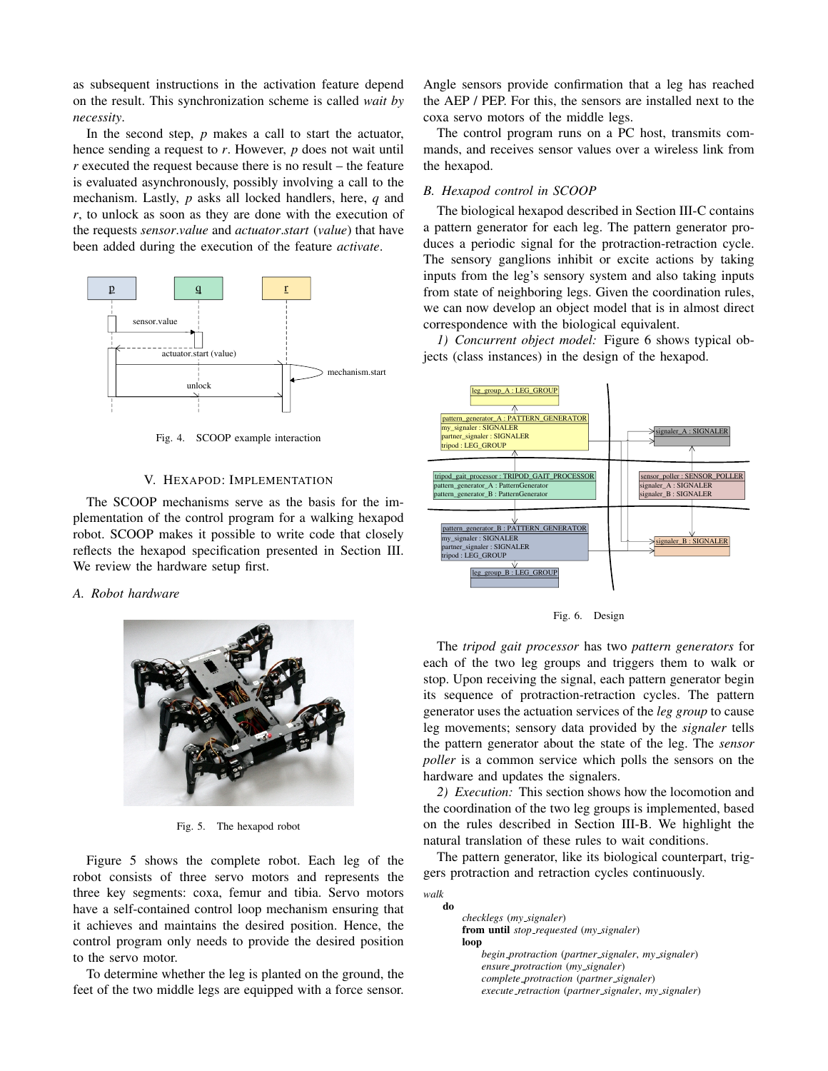as subsequent instructions in the activation feature depend on the result. This synchronization scheme is called *wait by necessity*.

In the second step, *p* makes a call to start the actuator, hence sending a request to *r*. However, *p* does not wait until *r* executed the request because there is no result – the feature is evaluated asynchronously, possibly involving a call to the mechanism. Lastly, *p* asks all locked handlers, here, *q* and *r*, to unlock as soon as they are done with the execution of the requests *sensor.value* and *actuator.start (value)* that have been added during the execution of the feature *activate*.

Fig. 4. SCOOP example interaction

## V. Hexapod: Implementation

The SCOOP mechanisms serve as the basis for the implementation of the control program for a walking hexapod robot. SCOOP makes it possible to write code that closely reflects the hexapod specification presented in Section III. We review the hardware setup first.

### A. Robot hardware

Fig. 5. The hexapod robot

Figure 5 shows the complete robot. Each leg of the robot consists of three servo motors and represents the three key segments: coxa, femur and tibia. Servo motors have a self-contained control loop mechanism ensuring that it achieves and maintains the desired position. Hence, the control program only needs to provide the desired position to the servo motor.

To determine whether the leg is planted on the ground, the feet of the two middle legs are equipped with a force sensor. Angle sensors provide confirmation that a leg has reached the AEP / PEP. For this, the sensors are installed next to the coxa servo motors of the middle legs.

The control program runs on a PC host, transmits commands, and receives sensor values over a wireless link from the hexapod.

### B. Hexapod control in SCOOP

The biological hexapod described in Section III-C contains a pattern generator for each leg. The pattern generator produces a periodic signal for the protraction-retraction cycle. The sensory ganglions inhibit or excite actions by taking inputs from the leg's sensory system and also taking inputs from state of neighboring legs. Given the coordination rules, we can now develop an object model that is in almost direct correspondence with the biological equivalent.

*1) Concurrent object model:* Figure 6 shows typical objects (class instances) in the design of the hexapod.

Fig. 6. Design

The *tripod gait processor* has two *pattern generators* for each of the two leg groups and triggers them to walk or stop. Upon receiving the signal, each pattern generator begin its sequence of protraction-retraction cycles. The pattern generator uses the actuation services of the *leg group* to cause leg movements; sensory data provided by the *signaler* tells the pattern generator about the state of the leg. The *sensor poller* is a common service which polls the sensors on the hardware and updates the signalers.

*2) Execution:* This section shows how the locomotion and the coordination of the two leg groups is implemented, based on the rules described in Section III-B. We highlight the natural translation of these rules to wait conditions.

The pattern generator, like its biological counterpart, triggers protraction and retraction cycles continuously.

```
walk
  do
      checklegs (my_signaler)
      from until stop_requested (my_signaler)
      loop
          begin_protraction (partner_signaler, my_signaler)
          ensure_protraction (my_signaler)
          complete_protraction (partner_signaler)
          execute_retraction (partner_signaler, my_signaler)
```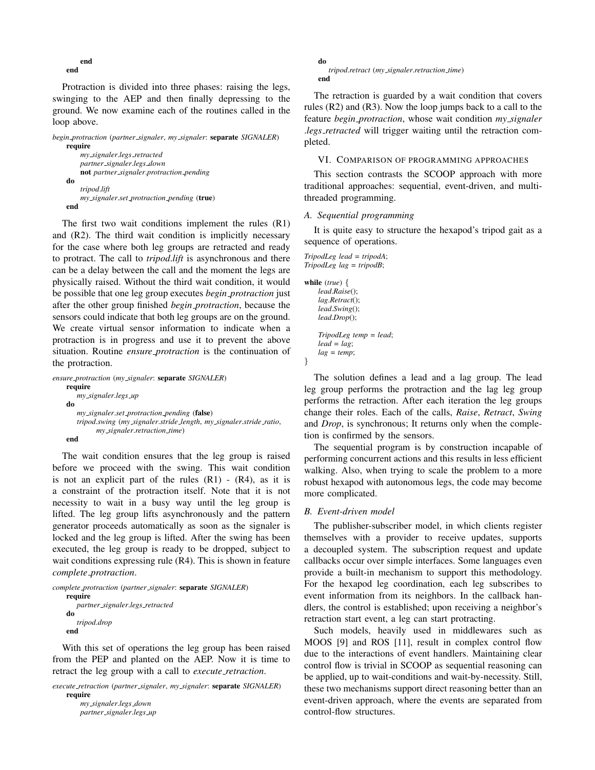```
        end
    end
```

Protraction is divided into three phases: raising the legs, swinging to the AEP and then finally depressing to the ground. We now examine each of the routines called in the loop above.

```
begin_protraction (partner_signaler, my_signaler: separate SIGNALER)
    require
        my_signaler.legs_retracted
        partner_signaler.legs_down
        not partner_signaler.protraction_pending
    do
        tripod.lift
        my_signaler.set_protraction_pending (true)
    end
```

The first two wait conditions implement the rules (R1) and (R2). The third wait condition is implicitly necessary for the case where both leg groups are retracted and ready to protract. The call to *tripod.lift* is asynchronous and there can be a delay between the call and the moment the legs are physically raised. Without the third wait condition, it would be possible that one leg group executes *begin_protraction* just after the other group finished *begin_protraction*, because the sensors could indicate that both leg groups are on the ground. We create virtual sensor information to indicate when a protraction is in progress and use it to prevent the above situation. Routine *ensure_protraction* is the continuation of the protraction.

```
ensure_protraction (my_signaler: separate SIGNALER)
    require
        my_signaler.legs_up
    do
        my_signaler.set_protraction_pending (false)
        tripod.swing (my_signaler.stride_length, my_signaler.stride_ratio,
            my_signaler.retraction_time)
    end
```

The wait condition ensures that the leg group is raised before we proceed with the swing. This wait condition is not an explicit part of the rules (R1) - (R4), as it is a constraint of the protraction itself. Note that it is not necessity to wait in a busy way until the leg group is lifted. The leg group lifts asynchronously and the pattern generator proceeds automatically as soon as the signaler is locked and the leg group is lifted. After the swing has been executed, the leg group is ready to be dropped, subject to wait conditions expressing rule (R4). This is shown in feature *complete_protraction*.

```
complete_protraction (partner_signaler: separate SIGNALER)
    require
        partner_signaler.legs_retracted
    do
        tripod.drop
    end
```

With this set of operations the leg group has been raised from the PEP and planted on the AEP. Now it is time to retract the leg group with a call to *execute_retraction*.

```
execute_retraction (partner_signaler, my_signaler: separate SIGNALER)
    require
        my_signaler.legs_down
        partner_signaler.legs_up
    do
        tripod.retract (my_signaler.retraction_time)
    end
```

The retraction is guarded by a wait condition that covers rules (R2) and (R3). Now the loop jumps back to a call to the feature *begin_protraction*, whose wait condition *my_signaler.legs_retracted* will trigger waiting until the retraction completed.

## VI. Comparison of programming approaches

This section contrasts the SCOOP approach with more traditional approaches: sequential, event-driven, and multi-threaded programming.

### A. Sequential programming

It is quite easy to structure the hexapod's tripod gait as a sequence of operations.

```
TripodLeg lead = tripodA;
TripodLeg lag = tripodB;

while (true) {
    lead.Raise();
    lag.Retract();
    lead.Swing();
    lead.Drop();

    TripodLeg temp = lead;
    lead = lag;
    lag = temp;
}
```

The solution defines a lead and a lag group. The lead leg group performs the protraction and the lag leg group performs the retraction. After each iteration the leg groups change their roles. Each of the calls, *Raise*, *Retract*, *Swing* and *Drop*, is synchronous; It returns only when the completion is confirmed by the sensors.

The sequential program is by construction incapable of performing concurrent actions and this results in less efficient walking. Also, when trying to scale the problem to a more robust hexapod with autonomous legs, the code may become more complicated.

### B. Event-driven model

The publisher-subscriber model, in which clients register themselves with a provider to receive updates, supports a decoupled system. The subscription request and update callbacks occur over simple interfaces. Some languages even provide a built-in mechanism to support this methodology. For the hexapod leg coordination, each leg subscribes to event information from its neighbors. In the callback handlers, the control is established; upon receiving a neighbor's retraction start event, a leg can start protracting.

Such models, heavily used in middlewares such as MOOS [9] and ROS [11], result in complex control flow due to the interactions of event handlers. Maintaining clear control flow is trivial in SCOOP as sequential reasoning can be applied, up to wait-conditions and wait-by-necessity. Still, these two mechanisms support direct reasoning better than an event-driven approach, where the events are separated from control-flow structures.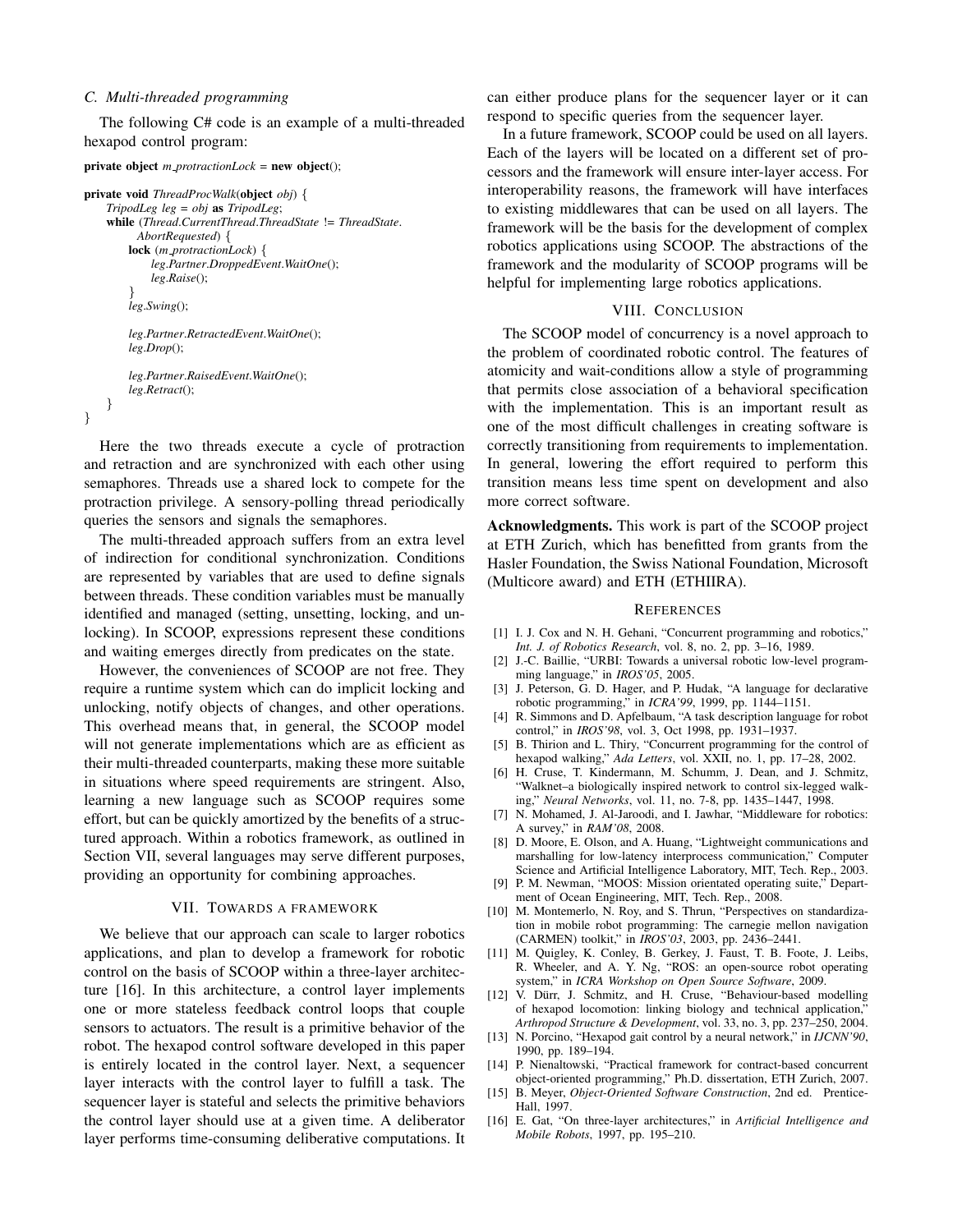### C. Multi-threaded programming

The following C# code is an example of a multi-threaded hexapod control program:

```
private object m_protractionLock = new object();

private void ThreadProcWalk(object obj) {
    TripodLeg leg = obj as TripodLeg;
    while (Thread.CurrentThread.ThreadState != ThreadState.
            AbortRequested) {
        lock (m_protractionLock) {
            leg.Partner.DroppedEvent.WaitOne();
            leg.Raise();
        }
        leg.Swing();

        leg.Partner.RetractedEvent.WaitOne();
        leg.Drop();

        leg.Partner.RaisedEvent.WaitOne();
        leg.Retract();
    }
}
```

Here the two threads execute a cycle of protraction and retraction and are synchronized with each other using semaphores. Threads use a shared lock to compete for the protraction privilege. A sensory-polling thread periodically queries the sensors and signals the semaphores.

The multi-threaded approach suffers from an extra level of indirection for conditional synchronization. Conditions are represented by variables that are used to define signals between threads. These condition variables must be manually identified and managed (setting, unsetting, locking, and unlocking). In SCOOP, expressions represent these conditions and waiting emerges directly from predicates on the state.

However, the conveniences of SCOOP are not free. They require a runtime system which can do implicit locking and unlocking, notify objects of changes, and other operations. This overhead means that, in general, the SCOOP model will not generate implementations which are as efficient as their multi-threaded counterparts, making these more suitable in situations where speed requirements are stringent. Also, learning a new language such as SCOOP requires some effort, but can be quickly amortized by the benefits of a structured approach. Within a robotics framework, as outlined in Section VII, several languages may serve different purposes, providing an opportunity for combining approaches.

## VII. Towards a framework

We believe that our approach can scale to larger robotics applications, and plan to develop a framework for robotic control on the basis of SCOOP within a three-layer architecture [16]. In this architecture, a control layer implements one or more stateless feedback control loops that couple sensors to actuators. The result is a primitive behavior of the robot. The hexapod control software developed in this paper is entirely located in the control layer. Next, a sequencer layer interacts with the control layer to fulfill a task. The sequencer layer is stateful and selects the primitive behaviors the control layer should use at a given time. A deliberator layer performs time-consuming deliberative computations. It can either produce plans for the sequencer layer or it can respond to specific queries from the sequencer layer.

In a future framework, SCOOP could be used on all layers. Each of the layers will be located on a different set of processors and the framework will ensure inter-layer access. For interoperability reasons, the framework will have interfaces to existing middlewares that can be used on all layers. The framework will be the basis for the development of complex robotics applications using SCOOP. The abstractions of the framework and the modularity of SCOOP programs will be helpful for implementing large robotics applications.

## VIII. Conclusion

The SCOOP model of concurrency is a novel approach to the problem of coordinated robotic control. The features of atomicity and wait-conditions allow a style of programming that permits close association of a behavioral specification with the implementation. This is an important result as one of the most difficult challenges in creating software is correctly transitioning from requirements to implementation. In general, lowering the effort required to perform this transition means less time spent on development and also more correct software.

**Acknowledgments.** This work is part of the SCOOP project at ETH Zurich, which has benefitted from grants from the Hasler Foundation, the Swiss National Foundation, Microsoft (Multicore award) and ETH (ETHIIRA).

## References

[1] I. J. Cox and N. H. Gehani, "Concurrent programming and robotics," *Int. J. of Robotics Research*, vol. 8, no. 2, pp. 3–16, 1989.

[2] J.-C. Baillie, "URBI: Towards a universal robotic low-level programming language," in *IROS'05*, 2005.

[3] J. Peterson, G. D. Hager, and P. Hudak, "A language for declarative robotic programming," in *ICRA'99*, 1999, pp. 1144–1151.

[4] R. Simmons and D. Apfelbaum, "A task description language for robot control," in *IROS'98*, vol. 3, Oct 1998, pp. 1931–1937.

[5] B. Thirion and L. Thiry, "Concurrent programming for the control of hexapod walking," *Ada Letters*, vol. XXII, no. 1, pp. 17–28, 2002.

[6] H. Cruse, T. Kindermann, M. Schumm, J. Dean, and J. Schmitz, "Walknet–a biologically inspired network to control six-legged walking," *Neural Networks*, vol. 11, no. 7-8, pp. 1435–1447, 1998.

[7] N. Mohamed, J. Al-Jaroodi, and I. Jawhar, "Middleware for robotics: A survey," in *RAM'08*, 2008.

[8] D. Moore, E. Olson, and A. Huang, "Lightweight communications and marshalling for low-latency interprocess communication," Computer Science and Artificial Intelligence Laboratory, MIT, Tech. Rep., 2003.

[9] P. M. Newman, "MOOS: Mission orientated operating suite," Department of Ocean Engineering, MIT, Tech. Rep., 2008.

[10] M. Montemerlo, N. Roy, and S. Thrun, "Perspectives on standardization in mobile robot programming: The carnegie mellon navigation (CARMEN) toolkit," in *IROS'03*, 2003, pp. 2436–2441.

[11] M. Quigley, K. Conley, B. Gerkey, J. Faust, T. B. Foote, J. Leibs, R. Wheeler, and A. Y. Ng, "ROS: an open-source robot operating system," in *ICRA Workshop on Open Source Software*, 2009.

[12] V. Dürr, J. Schmitz, and H. Cruse, "Behaviour-based modelling of hexapod locomotion: linking biology and technical application," *Arthropod Structure & Development*, vol. 33, no. 3, pp. 237–250, 2004.

[13] N. Porcino, "Hexapod gait control by a neural network," in *IJCNN'90*, 1990, pp. 189–194.

[14] P. Nienaltowski, "Practical framework for contract-based concurrent object-oriented programming," Ph.D. dissertation, ETH Zurich, 2007.

[15] B. Meyer, *Object-Oriented Software Construction*, 2nd ed. Prentice-Hall, 1997.

[16] E. Gat, "On three-layer architectures," in *Artificial Intelligence and Mobile Robots*, 1997, pp. 195–210.